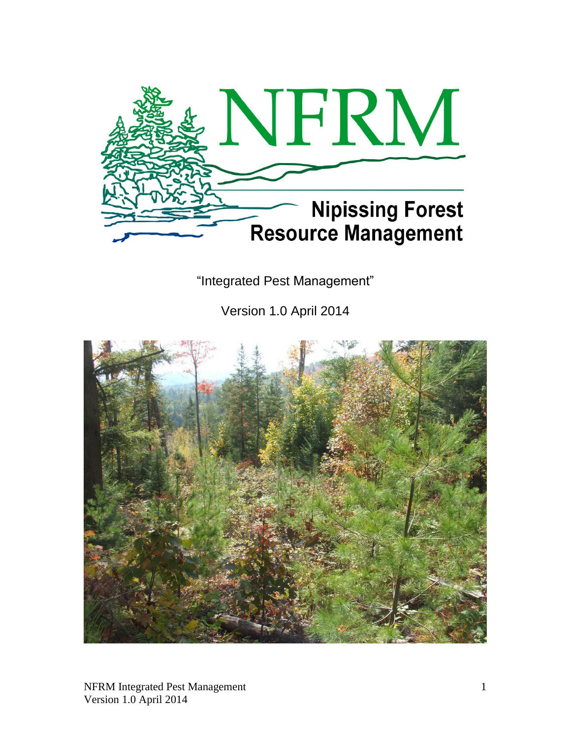# NFRM

## Nipissing Forest Resource Management

"Integrated Pest Management"

Version 1.0 April 2014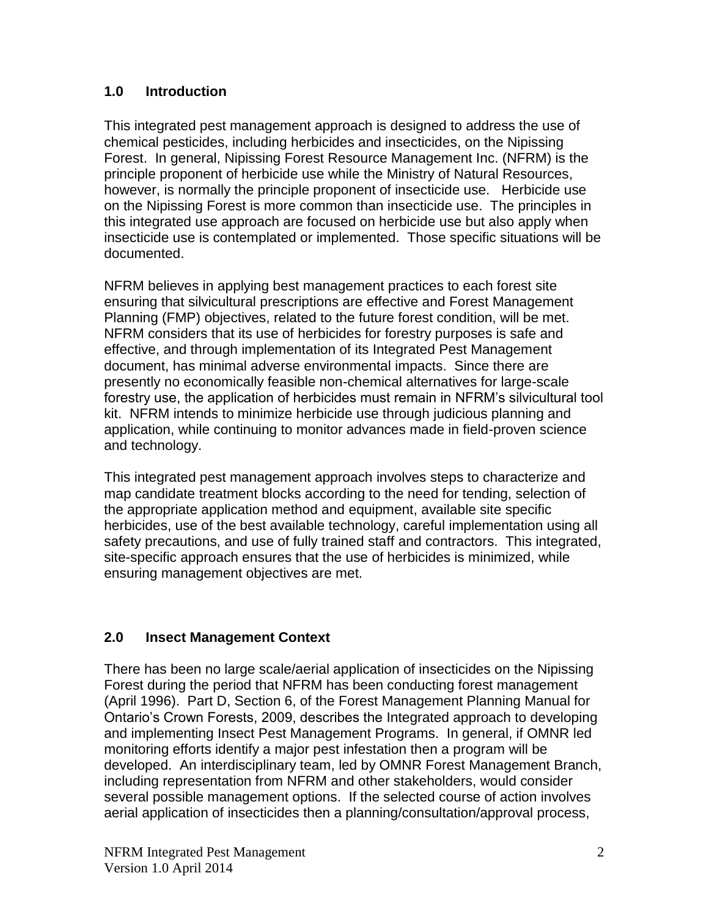## 1.0 Introduction

This integrated pest management approach is designed to address the use of chemical pesticides, including herbicides and insecticides, on the Nipissing Forest. In general, Nipissing Forest Resource Management Inc. (NFRM) is the principle proponent of herbicide use while the Ministry of Natural Resources, however, is normally the principle proponent of insecticide use. Herbicide use on the Nipissing Forest is more common than insecticide use. The principles in this integrated use approach are focused on herbicide use but also apply when insecticide use is contemplated or implemented. Those specific situations will be documented.

NFRM believes in applying best management practices to each forest site ensuring that silvicultural prescriptions are effective and Forest Management Planning (FMP) objectives, related to the future forest condition, will be met. NFRM considers that its use of herbicides for forestry purposes is safe and effective, and through implementation of its Integrated Pest Management document, has minimal adverse environmental impacts. Since there are presently no economically feasible non-chemical alternatives for large-scale forestry use, the application of herbicides must remain in NFRM's silvicultural tool kit. NFRM intends to minimize herbicide use through judicious planning and application, while continuing to monitor advances made in field-proven science and technology.

This integrated pest management approach involves steps to characterize and map candidate treatment blocks according to the need for tending, selection of the appropriate application method and equipment, available site specific herbicides, use of the best available technology, careful implementation using all safety precautions, and use of fully trained staff and contractors. This integrated, site-specific approach ensures that the use of herbicides is minimized, while ensuring management objectives are met.

## 2.0 Insect Management Context

There has been no large scale/aerial application of insecticides on the Nipissing Forest during the period that NFRM has been conducting forest management (April 1996). Part D, Section 6, of the Forest Management Planning Manual for Ontario's Crown Forests, 2009, describes the Integrated approach to developing and implementing Insect Pest Management Programs. In general, if OMNR led monitoring efforts identify a major pest infestation then a program will be developed. An interdisciplinary team, led by OMNR Forest Management Branch, including representation from NFRM and other stakeholders, would consider several possible management options. If the selected course of action involves aerial application of insecticides then a planning/consultation/approval process,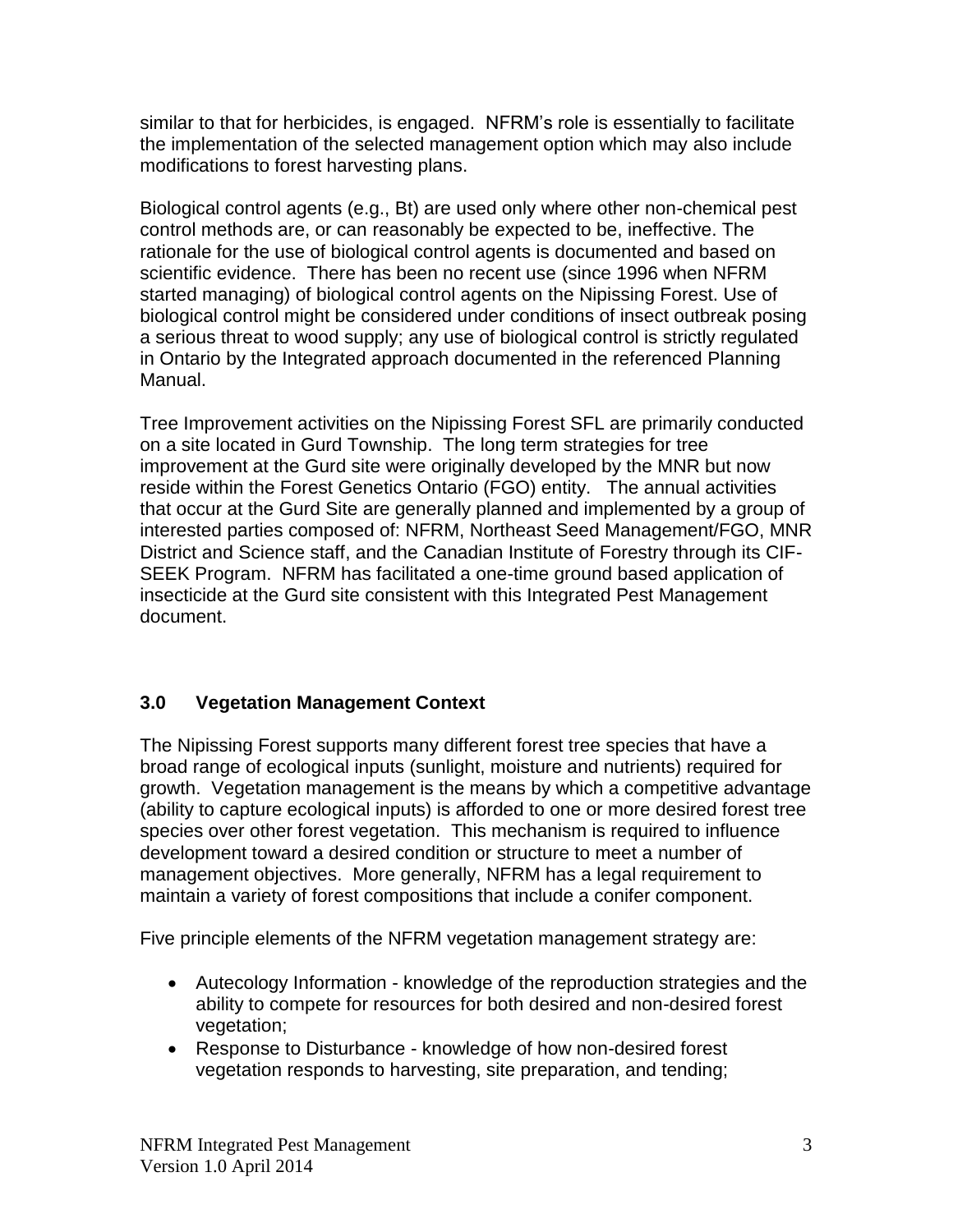similar to that for herbicides, is engaged. NFRM's role is essentially to facilitate the implementation of the selected management option which may also include modifications to forest harvesting plans.

Biological control agents (e.g., Bt) are used only where other non-chemical pest control methods are, or can reasonably be expected to be, ineffective. The rationale for the use of biological control agents is documented and based on scientific evidence. There has been no recent use (since 1996 when NFRM started managing) of biological control agents on the Nipissing Forest. Use of biological control might be considered under conditions of insect outbreak posing a serious threat to wood supply; any use of biological control is strictly regulated in Ontario by the Integrated approach documented in the referenced Planning Manual.

Tree Improvement activities on the Nipissing Forest SFL are primarily conducted on a site located in Gurd Township. The long term strategies for tree improvement at the Gurd site were originally developed by the MNR but now reside within the Forest Genetics Ontario (FGO) entity. The annual activities that occur at the Gurd Site are generally planned and implemented by a group of interested parties composed of: NFRM, Northeast Seed Management/FGO, MNR District and Science staff, and the Canadian Institute of Forestry through its CIF-SEEK Program. NFRM has facilitated a one-time ground based application of insecticide at the Gurd site consistent with this Integrated Pest Management document.

## 3.0 Vegetation Management Context

The Nipissing Forest supports many different forest tree species that have a broad range of ecological inputs (sunlight, moisture and nutrients) required for growth. Vegetation management is the means by which a competitive advantage (ability to capture ecological inputs) is afforded to one or more desired forest tree species over other forest vegetation. This mechanism is required to influence development toward a desired condition or structure to meet a number of management objectives. More generally, NFRM has a legal requirement to maintain a variety of forest compositions that include a conifer component.

Five principle elements of the NFRM vegetation management strategy are:

- Autecology Information - knowledge of the reproduction strategies and the ability to compete for resources for both desired and non-desired forest vegetation;
- Response to Disturbance - knowledge of how non-desired forest vegetation responds to harvesting, site preparation, and tending;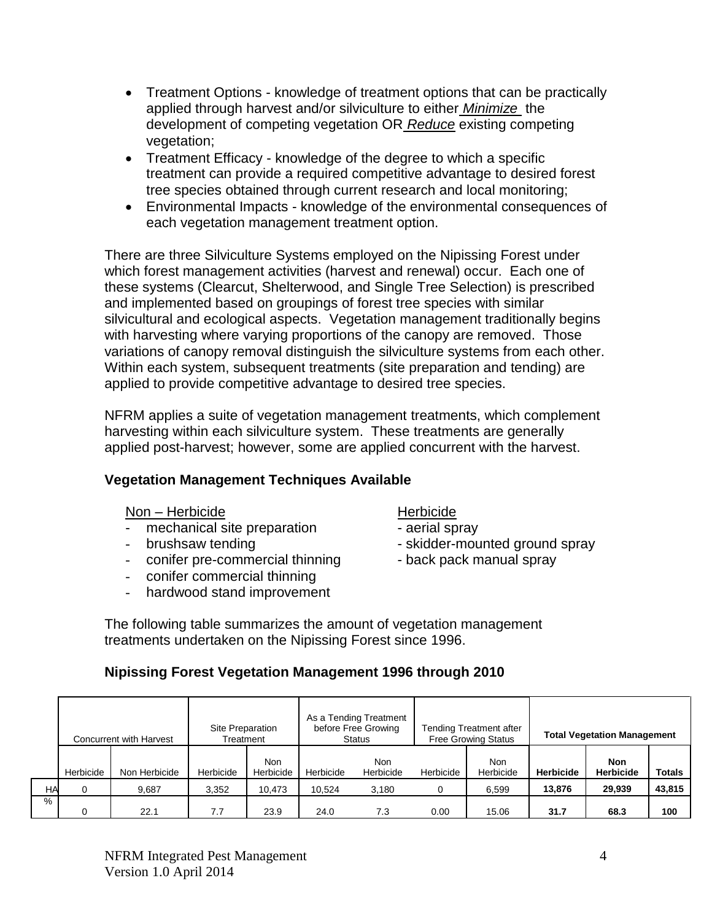- Treatment Options - knowledge of treatment options that can be practically applied through harvest and/or silviculture to either *Minimize* the development of competing vegetation OR *Reduce* existing competing vegetation;
- Treatment Efficacy - knowledge of the degree to which a specific treatment can provide a required competitive advantage to desired forest tree species obtained through current research and local monitoring;
- Environmental Impacts - knowledge of the environmental consequences of each vegetation management treatment option.

There are three Silviculture Systems employed on the Nipissing Forest under which forest management activities (harvest and renewal) occur. Each one of these systems (Clearcut, Shelterwood, and Single Tree Selection) is prescribed and implemented based on groupings of forest tree species with similar silvicultural and ecological aspects. Vegetation management traditionally begins with harvesting where varying proportions of the canopy are removed. Those variations of canopy removal distinguish the silviculture systems from each other. Within each system, subsequent treatments (site preparation and tending) are applied to provide competitive advantage to desired tree species.

NFRM applies a suite of vegetation management treatments, which complement harvesting within each silviculture system. These treatments are generally applied post-harvest; however, some are applied concurrent with the harvest.

**Vegetation Management Techniques Available**

Non – Herbicide

- mechanical site preparation
- brushsaw tending
- conifer pre-commercial thinning
- conifer commercial thinning
- hardwood stand improvement

Herbicide

- aerial spray
- skidder-mounted ground spray
- back pack manual spray

The following table summarizes the amount of vegetation management treatments undertaken on the Nipissing Forest since 1996.

**Nipissing Forest Vegetation Management 1996 through 2010**

| | Concurrent with Harvest | | Site Preparation Treatment | | As a Tending Treatment before Free Growing Status | | Tending Treatment after Free Growing Status | | **Total Vegetation Management** | | |
|---|---|---|---|---|---|---|---|---|---|---|---|
| | Herbicide | Non Herbicide | Herbicide | Non Herbicide | Herbicide | Non Herbicide | Herbicide | Non Herbicide | **Herbicide** | **Non Herbicide** | **Totals** |
| HA | 0 | 9,687 | 3,352 | 10,473 | 10,524 | 3,180 | 0 | 6,599 | **13,876** | **29,939** | **43,815** |
| % | 0 | 22.1 | 7.7 | 23.9 | 24.0 | 7.3 | 0.00 | 15.06 | **31.7** | **68.3** | **100** |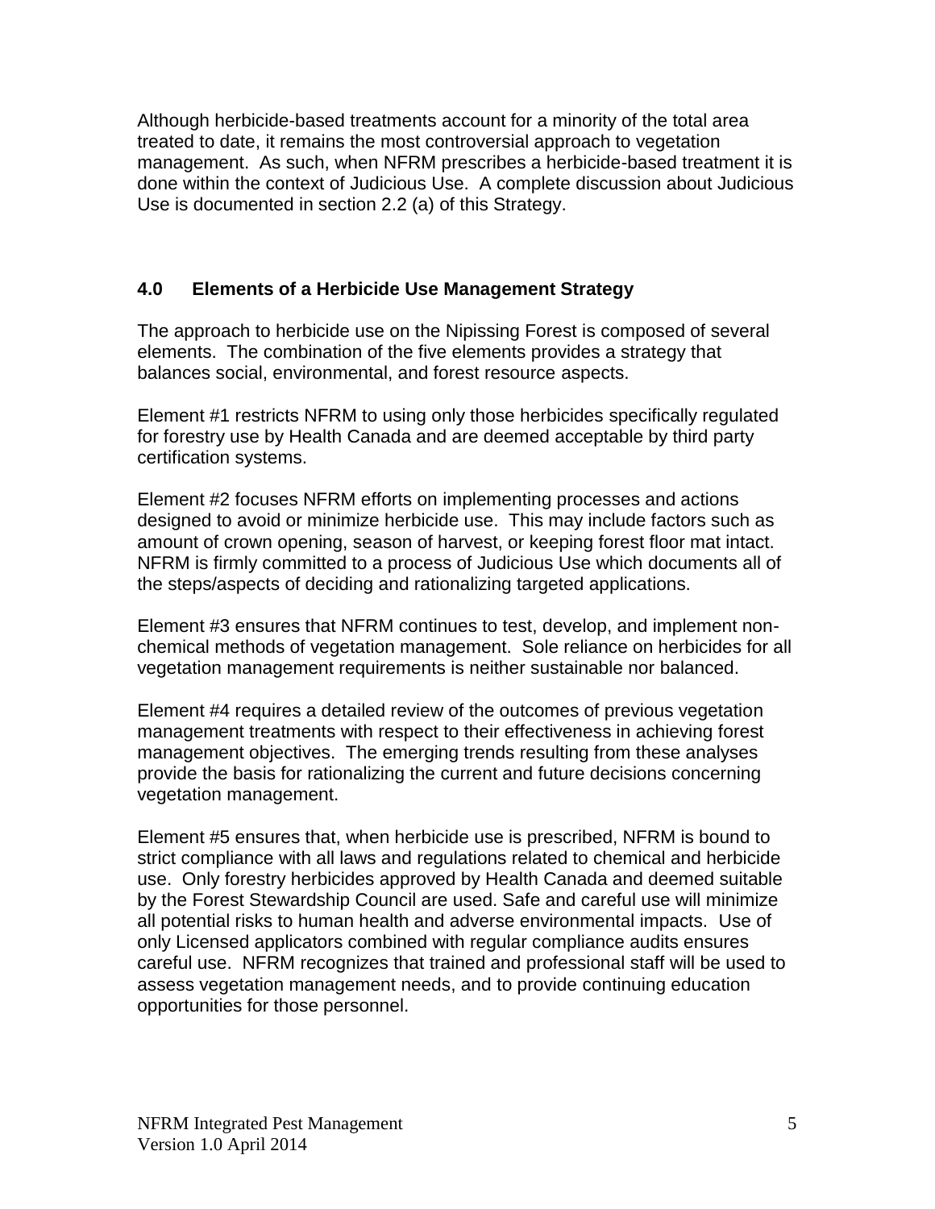Although herbicide-based treatments account for a minority of the total area treated to date, it remains the most controversial approach to vegetation management. As such, when NFRM prescribes a herbicide-based treatment it is done within the context of Judicious Use. A complete discussion about Judicious Use is documented in section 2.2 (a) of this Strategy.

## 4.0 Elements of a Herbicide Use Management Strategy

The approach to herbicide use on the Nipissing Forest is composed of several elements. The combination of the five elements provides a strategy that balances social, environmental, and forest resource aspects.

Element #1 restricts NFRM to using only those herbicides specifically regulated for forestry use by Health Canada and are deemed acceptable by third party certification systems.

Element #2 focuses NFRM efforts on implementing processes and actions designed to avoid or minimize herbicide use. This may include factors such as amount of crown opening, season of harvest, or keeping forest floor mat intact. NFRM is firmly committed to a process of Judicious Use which documents all of the steps/aspects of deciding and rationalizing targeted applications.

Element #3 ensures that NFRM continues to test, develop, and implement non-chemical methods of vegetation management. Sole reliance on herbicides for all vegetation management requirements is neither sustainable nor balanced.

Element #4 requires a detailed review of the outcomes of previous vegetation management treatments with respect to their effectiveness in achieving forest management objectives. The emerging trends resulting from these analyses provide the basis for rationalizing the current and future decisions concerning vegetation management.

Element #5 ensures that, when herbicide use is prescribed, NFRM is bound to strict compliance with all laws and regulations related to chemical and herbicide use. Only forestry herbicides approved by Health Canada and deemed suitable by the Forest Stewardship Council are used. Safe and careful use will minimize all potential risks to human health and adverse environmental impacts. Use of only Licensed applicators combined with regular compliance audits ensures careful use. NFRM recognizes that trained and professional staff will be used to assess vegetation management needs, and to provide continuing education opportunities for those personnel.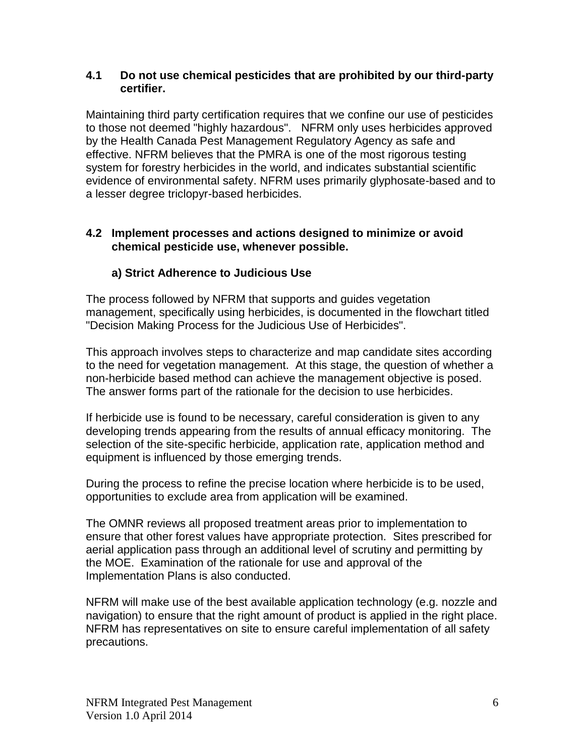### 4.1 Do not use chemical pesticides that are prohibited by our third-party certifier.

Maintaining third party certification requires that we confine our use of pesticides to those not deemed "highly hazardous". NFRM only uses herbicides approved by the Health Canada Pest Management Regulatory Agency as safe and effective. NFRM believes that the PMRA is one of the most rigorous testing system for forestry herbicides in the world, and indicates substantial scientific evidence of environmental safety. NFRM uses primarily glyphosate-based and to a lesser degree triclopyr-based herbicides.

### 4.2 Implement processes and actions designed to minimize or avoid chemical pesticide use, whenever possible.

#### a) Strict Adherence to Judicious Use

The process followed by NFRM that supports and guides vegetation management, specifically using herbicides, is documented in the flowchart titled "Decision Making Process for the Judicious Use of Herbicides".

This approach involves steps to characterize and map candidate sites according to the need for vegetation management. At this stage, the question of whether a non-herbicide based method can achieve the management objective is posed. The answer forms part of the rationale for the decision to use herbicides.

If herbicide use is found to be necessary, careful consideration is given to any developing trends appearing from the results of annual efficacy monitoring. The selection of the site-specific herbicide, application rate, application method and equipment is influenced by those emerging trends.

During the process to refine the precise location where herbicide is to be used, opportunities to exclude area from application will be examined.

The OMNR reviews all proposed treatment areas prior to implementation to ensure that other forest values have appropriate protection. Sites prescribed for aerial application pass through an additional level of scrutiny and permitting by the MOE. Examination of the rationale for use and approval of the Implementation Plans is also conducted.

NFRM will make use of the best available application technology (e.g. nozzle and navigation) to ensure that the right amount of product is applied in the right place. NFRM has representatives on site to ensure careful implementation of all safety precautions.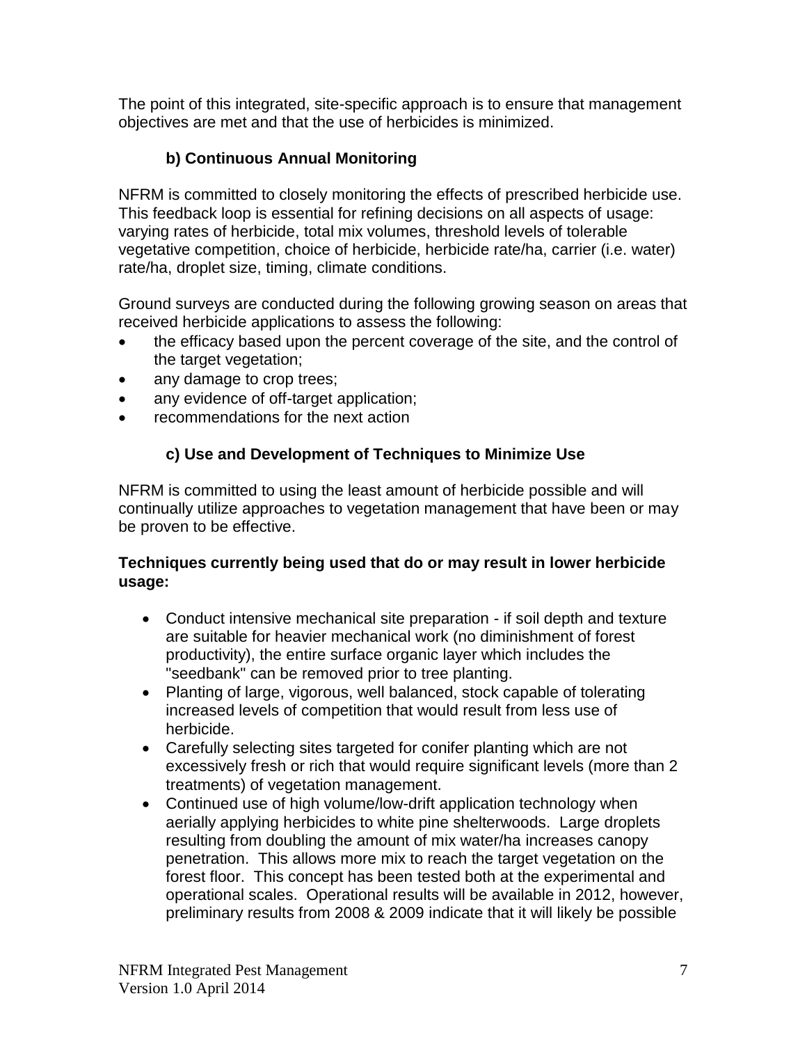The point of this integrated, site-specific approach is to ensure that management objectives are met and that the use of herbicides is minimized.

### b) Continuous Annual Monitoring

NFRM is committed to closely monitoring the effects of prescribed herbicide use. This feedback loop is essential for refining decisions on all aspects of usage: varying rates of herbicide, total mix volumes, threshold levels of tolerable vegetative competition, choice of herbicide, herbicide rate/ha, carrier (i.e. water) rate/ha, droplet size, timing, climate conditions.

Ground surveys are conducted during the following growing season on areas that received herbicide applications to assess the following:

- the efficacy based upon the percent coverage of the site, and the control of the target vegetation;
- any damage to crop trees;
- any evidence of off-target application;
- recommendations for the next action

### c) Use and Development of Techniques to Minimize Use

NFRM is committed to using the least amount of herbicide possible and will continually utilize approaches to vegetation management that have been or may be proven to be effective.

**Techniques currently being used that do or may result in lower herbicide usage:**

- Conduct intensive mechanical site preparation - if soil depth and texture are suitable for heavier mechanical work (no diminishment of forest productivity), the entire surface organic layer which includes the "seedbank" can be removed prior to tree planting.
- Planting of large, vigorous, well balanced, stock capable of tolerating increased levels of competition that would result from less use of herbicide.
- Carefully selecting sites targeted for conifer planting which are not excessively fresh or rich that would require significant levels (more than 2 treatments) of vegetation management.
- Continued use of high volume/low-drift application technology when aerially applying herbicides to white pine shelterwoods. Large droplets resulting from doubling the amount of mix water/ha increases canopy penetration. This allows more mix to reach the target vegetation on the forest floor. This concept has been tested both at the experimental and operational scales. Operational results will be available in 2012, however, preliminary results from 2008 & 2009 indicate that it will likely be possible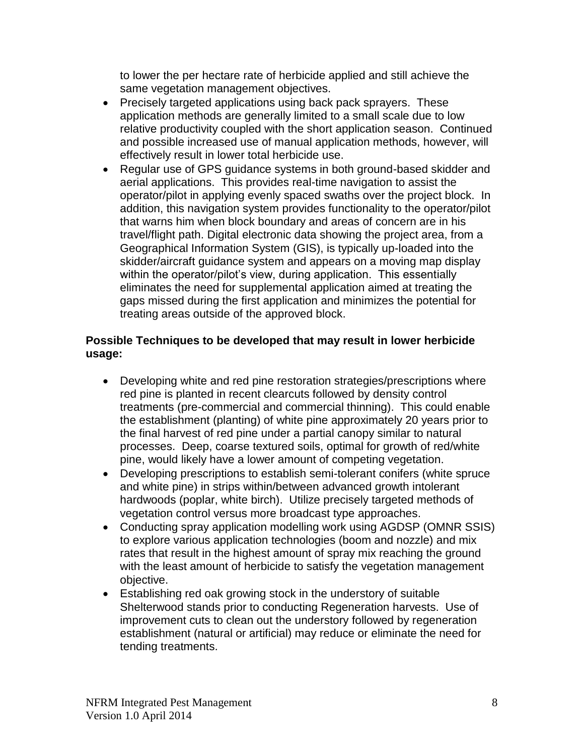to lower the per hectare rate of herbicide applied and still achieve the same vegetation management objectives.

- Precisely targeted applications using back pack sprayers. These application methods are generally limited to a small scale due to low relative productivity coupled with the short application season. Continued and possible increased use of manual application methods, however, will effectively result in lower total herbicide use.
- Regular use of GPS guidance systems in both ground-based skidder and aerial applications. This provides real-time navigation to assist the operator/pilot in applying evenly spaced swaths over the project block. In addition, this navigation system provides functionality to the operator/pilot that warns him when block boundary and areas of concern are in his travel/flight path. Digital electronic data showing the project area, from a Geographical Information System (GIS), is typically up-loaded into the skidder/aircraft guidance system and appears on a moving map display within the operator/pilot's view, during application. This essentially eliminates the need for supplemental application aimed at treating the gaps missed during the first application and minimizes the potential for treating areas outside of the approved block.

**Possible Techniques to be developed that may result in lower herbicide usage:**

- Developing white and red pine restoration strategies/prescriptions where red pine is planted in recent clearcuts followed by density control treatments (pre-commercial and commercial thinning). This could enable the establishment (planting) of white pine approximately 20 years prior to the final harvest of red pine under a partial canopy similar to natural processes. Deep, coarse textured soils, optimal for growth of red/white pine, would likely have a lower amount of competing vegetation.
- Developing prescriptions to establish semi-tolerant conifers (white spruce and white pine) in strips within/between advanced growth intolerant hardwoods (poplar, white birch). Utilize precisely targeted methods of vegetation control versus more broadcast type approaches.
- Conducting spray application modelling work using AGDSP (OMNR SSIS) to explore various application technologies (boom and nozzle) and mix rates that result in the highest amount of spray mix reaching the ground with the least amount of herbicide to satisfy the vegetation management objective.
- Establishing red oak growing stock in the understory of suitable Shelterwood stands prior to conducting Regeneration harvests. Use of improvement cuts to clean out the understory followed by regeneration establishment (natural or artificial) may reduce or eliminate the need for tending treatments.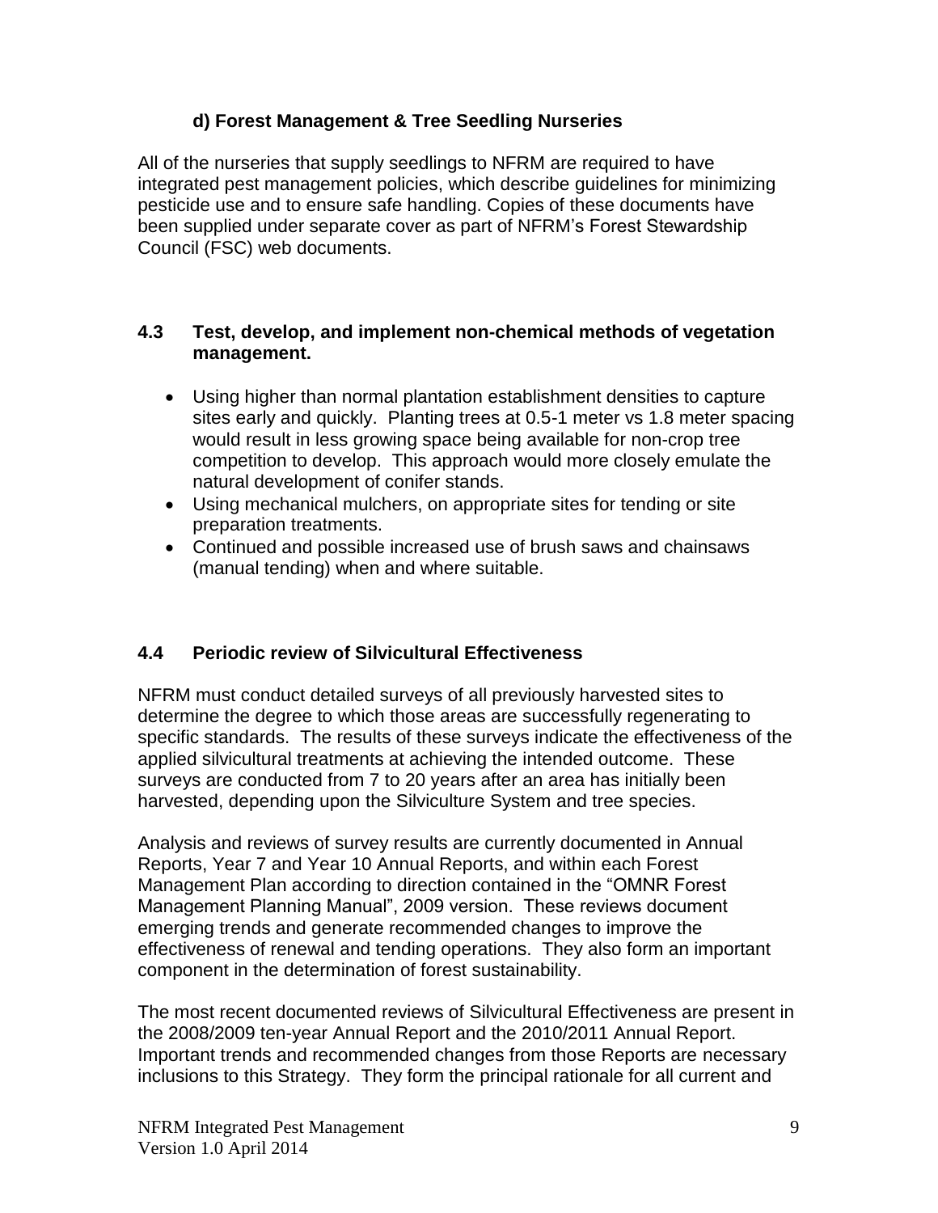#### d) Forest Management & Tree Seedling Nurseries

All of the nurseries that supply seedlings to NFRM are required to have integrated pest management policies, which describe guidelines for minimizing pesticide use and to ensure safe handling. Copies of these documents have been supplied under separate cover as part of NFRM's Forest Stewardship Council (FSC) web documents.

### 4.3 Test, develop, and implement non-chemical methods of vegetation management.

- Using higher than normal plantation establishment densities to capture sites early and quickly. Planting trees at 0.5-1 meter vs 1.8 meter spacing would result in less growing space being available for non-crop tree competition to develop. This approach would more closely emulate the natural development of conifer stands.
- Using mechanical mulchers, on appropriate sites for tending or site preparation treatments.
- Continued and possible increased use of brush saws and chainsaws (manual tending) when and where suitable.

### 4.4 Periodic review of Silvicultural Effectiveness

NFRM must conduct detailed surveys of all previously harvested sites to determine the degree to which those areas are successfully regenerating to specific standards. The results of these surveys indicate the effectiveness of the applied silvicultural treatments at achieving the intended outcome. These surveys are conducted from 7 to 20 years after an area has initially been harvested, depending upon the Silviculture System and tree species.

Analysis and reviews of survey results are currently documented in Annual Reports, Year 7 and Year 10 Annual Reports, and within each Forest Management Plan according to direction contained in the "OMNR Forest Management Planning Manual", 2009 version. These reviews document emerging trends and generate recommended changes to improve the effectiveness of renewal and tending operations. They also form an important component in the determination of forest sustainability.

The most recent documented reviews of Silvicultural Effectiveness are present in the 2008/2009 ten-year Annual Report and the 2010/2011 Annual Report. Important trends and recommended changes from those Reports are necessary inclusions to this Strategy. They form the principal rationale for all current and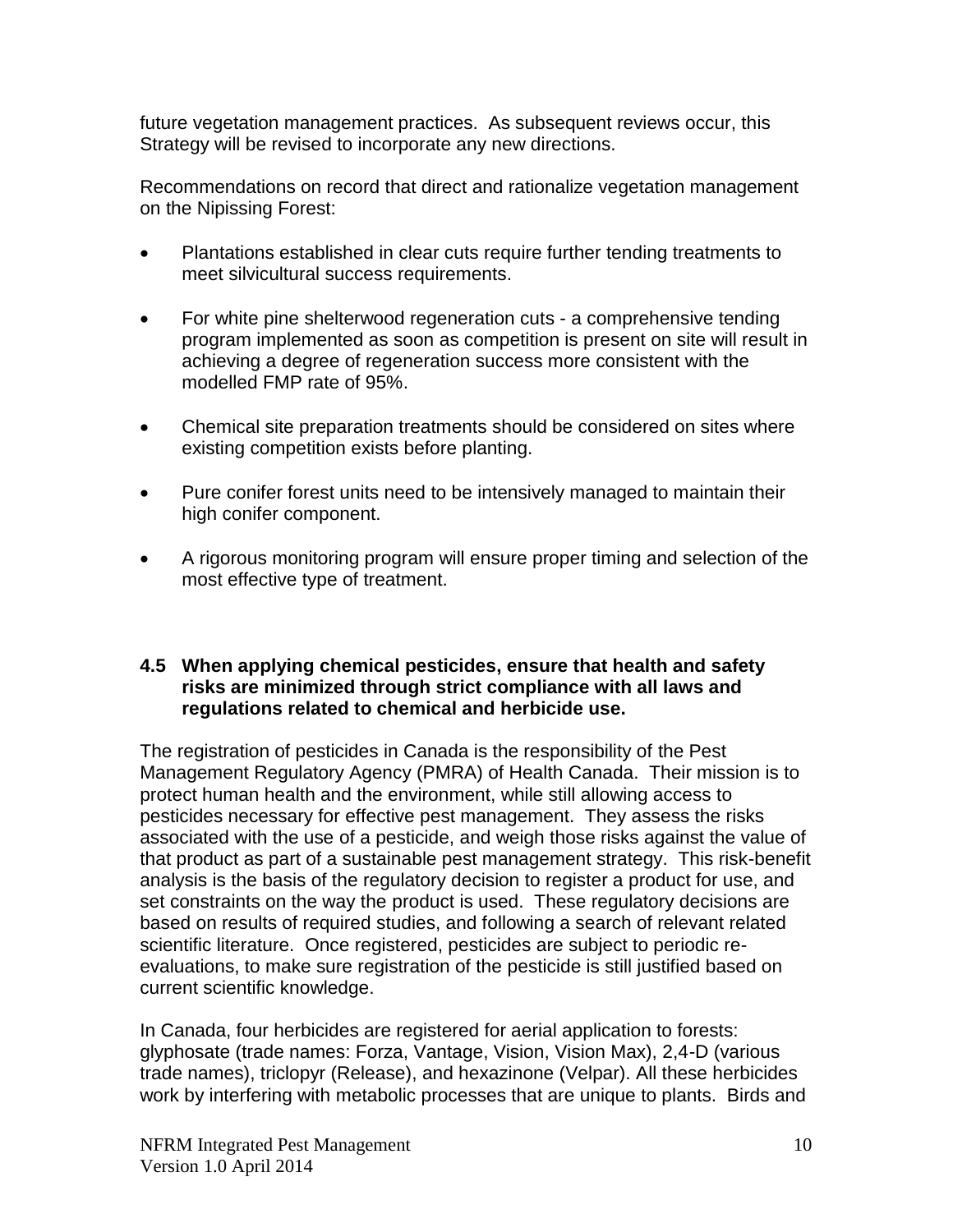future vegetation management practices. As subsequent reviews occur, this Strategy will be revised to incorporate any new directions.

Recommendations on record that direct and rationalize vegetation management on the Nipissing Forest:

- Plantations established in clear cuts require further tending treatments to meet silvicultural success requirements.
- For white pine shelterwood regeneration cuts - a comprehensive tending program implemented as soon as competition is present on site will result in achieving a degree of regeneration success more consistent with the modelled FMP rate of 95%.
- Chemical site preparation treatments should be considered on sites where existing competition exists before planting.
- Pure conifer forest units need to be intensively managed to maintain their high conifer component.
- A rigorous monitoring program will ensure proper timing and selection of the most effective type of treatment.

### 4.5 When applying chemical pesticides, ensure that health and safety risks are minimized through strict compliance with all laws and regulations related to chemical and herbicide use.

The registration of pesticides in Canada is the responsibility of the Pest Management Regulatory Agency (PMRA) of Health Canada. Their mission is to protect human health and the environment, while still allowing access to pesticides necessary for effective pest management. They assess the risks associated with the use of a pesticide, and weigh those risks against the value of that product as part of a sustainable pest management strategy. This risk-benefit analysis is the basis of the regulatory decision to register a product for use, and set constraints on the way the product is used. These regulatory decisions are based on results of required studies, and following a search of relevant related scientific literature. Once registered, pesticides are subject to periodic re-evaluations, to make sure registration of the pesticide is still justified based on current scientific knowledge.

In Canada, four herbicides are registered for aerial application to forests: glyphosate (trade names: Forza, Vantage, Vision, Vision Max), 2,4-D (various trade names), triclopyr (Release), and hexazinone (Velpar). All these herbicides work by interfering with metabolic processes that are unique to plants. Birds and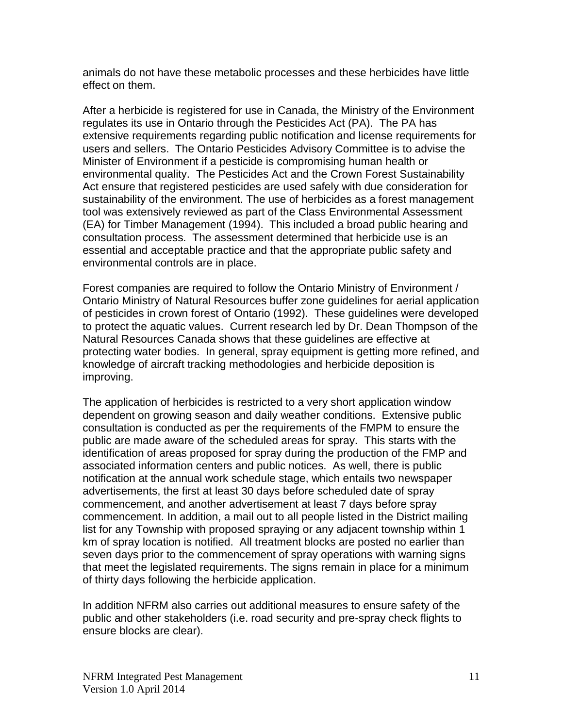animals do not have these metabolic processes and these herbicides have little effect on them.

After a herbicide is registered for use in Canada, the Ministry of the Environment regulates its use in Ontario through the Pesticides Act (PA). The PA has extensive requirements regarding public notification and license requirements for users and sellers. The Ontario Pesticides Advisory Committee is to advise the Minister of Environment if a pesticide is compromising human health or environmental quality. The Pesticides Act and the Crown Forest Sustainability Act ensure that registered pesticides are used safely with due consideration for sustainability of the environment. The use of herbicides as a forest management tool was extensively reviewed as part of the Class Environmental Assessment (EA) for Timber Management (1994). This included a broad public hearing and consultation process. The assessment determined that herbicide use is an essential and acceptable practice and that the appropriate public safety and environmental controls are in place.

Forest companies are required to follow the Ontario Ministry of Environment / Ontario Ministry of Natural Resources buffer zone guidelines for aerial application of pesticides in crown forest of Ontario (1992). These guidelines were developed to protect the aquatic values. Current research led by Dr. Dean Thompson of the Natural Resources Canada shows that these guidelines are effective at protecting water bodies. In general, spray equipment is getting more refined, and knowledge of aircraft tracking methodologies and herbicide deposition is improving.

The application of herbicides is restricted to a very short application window dependent on growing season and daily weather conditions. Extensive public consultation is conducted as per the requirements of the FMPM to ensure the public are made aware of the scheduled areas for spray. This starts with the identification of areas proposed for spray during the production of the FMP and associated information centers and public notices. As well, there is public notification at the annual work schedule stage, which entails two newspaper advertisements, the first at least 30 days before scheduled date of spray commencement, and another advertisement at least 7 days before spray commencement. In addition, a mail out to all people listed in the District mailing list for any Township with proposed spraying or any adjacent township within 1 km of spray location is notified. All treatment blocks are posted no earlier than seven days prior to the commencement of spray operations with warning signs that meet the legislated requirements. The signs remain in place for a minimum of thirty days following the herbicide application.

In addition NFRM also carries out additional measures to ensure safety of the public and other stakeholders (i.e. road security and pre-spray check flights to ensure blocks are clear).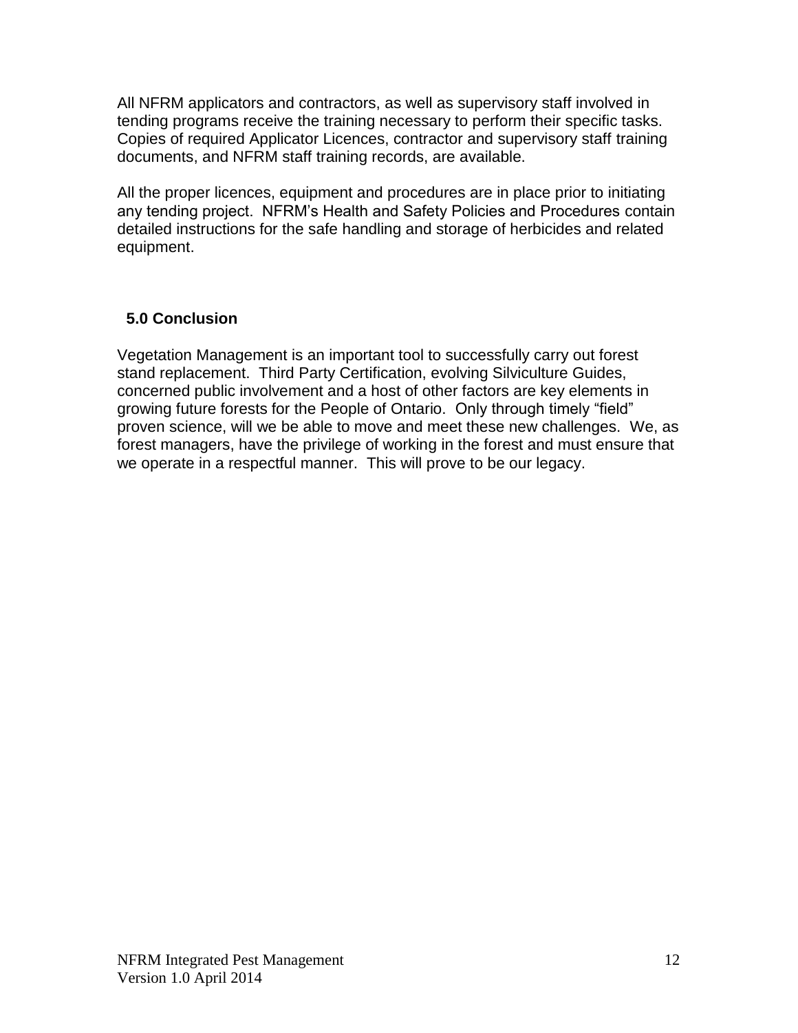All NFRM applicators and contractors, as well as supervisory staff involved in tending programs receive the training necessary to perform their specific tasks. Copies of required Applicator Licences, contractor and supervisory staff training documents, and NFRM staff training records, are available.

All the proper licences, equipment and procedures are in place prior to initiating any tending project. NFRM's Health and Safety Policies and Procedures contain detailed instructions for the safe handling and storage of herbicides and related equipment.

## 5.0 Conclusion

Vegetation Management is an important tool to successfully carry out forest stand replacement. Third Party Certification, evolving Silviculture Guides, concerned public involvement and a host of other factors are key elements in growing future forests for the People of Ontario. Only through timely "field" proven science, will we be able to move and meet these new challenges. We, as forest managers, have the privilege of working in the forest and must ensure that we operate in a respectful manner. This will prove to be our legacy.